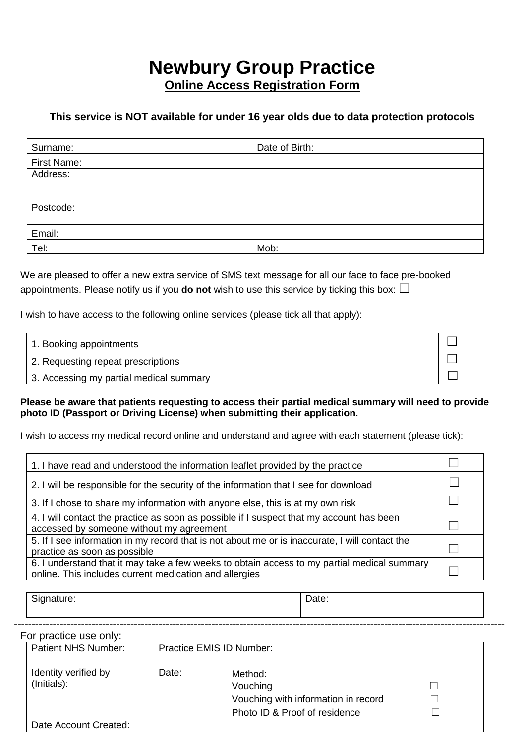# Newbury Group Practice

## Online Access Registration Form

**This service is NOT available for under 16 year olds due to data protection protocols**

| Surname: | Date of Birth: |
|---|---|
| First Name: | |
| Address:<br><br>Postcode: | |
| Email: | |
| Tel: | Mob: |

We are pleased to offer a new extra service of SMS text message for all our face to face pre-booked appointments. Please notify us if you **do not** wish to use this service by ticking this box: ☐

I wish to have access to the following online services (please tick all that apply):

| | |
|---|---|
| 1. Booking appointments | ☐ |
| 2. Requesting repeat prescriptions | ☐ |
| 3. Accessing my partial medical summary | ☐ |

**Please be aware that patients requesting to access their partial medical summary will need to provide photo ID (Passport or Driving License) when submitting their application.**

I wish to access my medical record online and understand and agree with each statement (please tick):

| | |
|---|---|
| 1. I have read and understood the information leaflet provided by the practice | ☐ |
| 2. I will be responsible for the security of the information that I see for download | ☐ |
| 3. If I chose to share my information with anyone else, this is at my own risk | ☐ |
| 4. I will contact the practice as soon as possible if I suspect that my account has been accessed by someone without my agreement | ☐ |
| 5. If I see information in my record that is not about me or is inaccurate, I will contact the practice as soon as possible | ☐ |
| 6. I understand that it may take a few weeks to obtain access to my partial medical summary online. This includes current medication and allergies | ☐ |

| Signature: | Date: |
|---|---|

---

For practice use only:

| Patient NHS Number: | Practice EMIS ID Number: | |
|---|---|---|
| Identity verified by (Initials): | Date: | Method:<br>Vouching ☐<br>Vouching with information in record ☐<br>Photo ID & Proof of residence ☐ |
| Date Account Created: | | |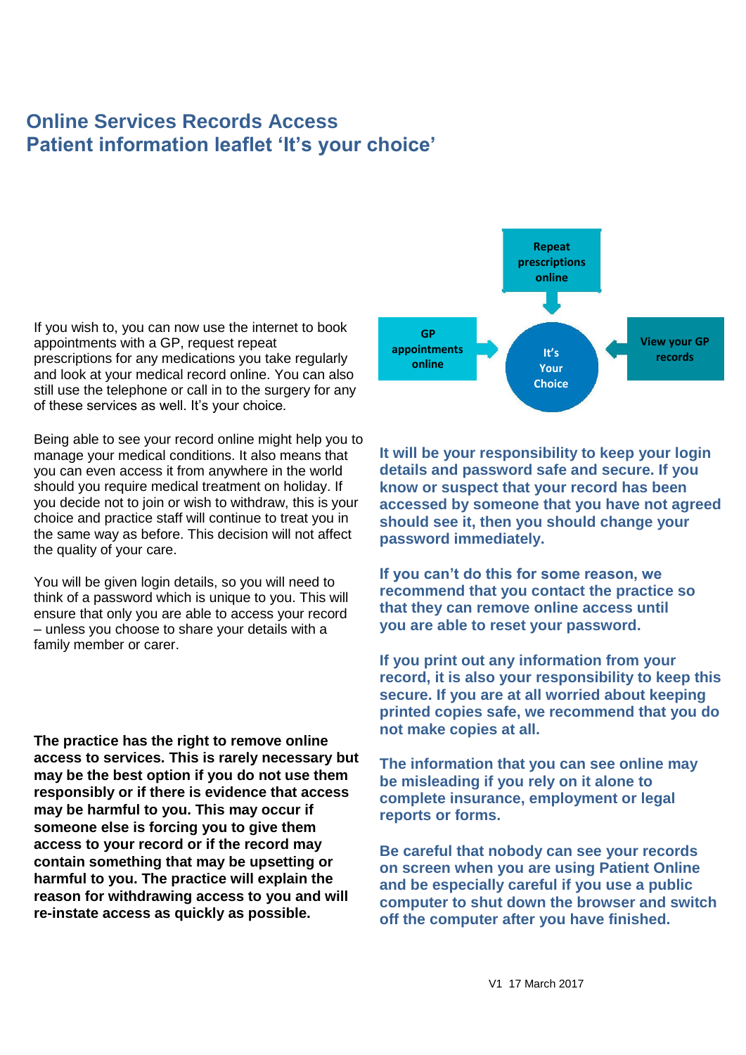## Online Services Records Access
## Patient information leaflet 'It's your choice'

If you wish to, you can now use the internet to book appointments with a GP, request repeat prescriptions for any medications you take regularly and look at your medical record online. You can also still use the telephone or call in to the surgery for any of these services as well. It's your choice.

Being able to see your record online might help you to manage your medical conditions. It also means that you can even access it from anywhere in the world should you require medical treatment on holiday. If you decide not to join or wish to withdraw, this is your choice and practice staff will continue to treat you in the same way as before. This decision will not affect the quality of your care.

You will be given login details, so you will need to think of a password which is unique to you. This will ensure that only you are able to access your record – unless you choose to share your details with a family member or carer.

**The practice has the right to remove online access to services. This is rarely necessary but may be the best option if you do not use them responsibly or if there is evidence that access may be harmful to you. This may occur if someone else is forcing you to give them access to your record or if the record may contain something that may be upsetting or harmful to you. The practice will explain the reason for withdrawing access to you and will re-instate access as quickly as possible.**

Repeat prescriptions online

GP appointments online

It's Your Choice

View your GP records

**It will be your responsibility to keep your login details and password safe and secure. If you know or suspect that your record has been accessed by someone that you have not agreed should see it, then you should change your password immediately.**

**If you can't do this for some reason, we recommend that you contact the practice so that they can remove online access until you are able to reset your password.**

**If you print out any information from your record, it is also your responsibility to keep this secure. If you are at all worried about keeping printed copies safe, we recommend that you do not make copies at all.**

**The information that you can see online may be misleading if you rely on it alone to complete insurance, employment or legal reports or forms.**

**Be careful that nobody can see your records on screen when you are using Patient Online and be especially careful if you use a public computer to shut down the browser and switch off the computer after you have finished.**

V1 17 March 2017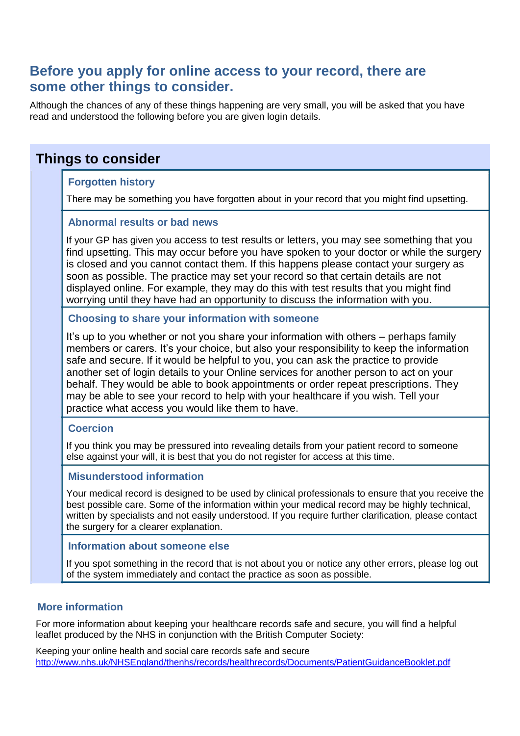## Before you apply for online access to your record, there are some other things to consider.

Although the chances of any of these things happening are very small, you will be asked that you have read and understood the following before you are given login details.

## Things to consider

### Forgotten history

There may be something you have forgotten about in your record that you might find upsetting.

### Abnormal results or bad news

If your GP has given you access to test results or letters, you may see something that you find upsetting. This may occur before you have spoken to your doctor or while the surgery is closed and you cannot contact them. If this happens please contact your surgery as soon as possible. The practice may set your record so that certain details are not displayed online. For example, they may do this with test results that you might find worrying until they have had an opportunity to discuss the information with you.

### Choosing to share your information with someone

It's up to you whether or not you share your information with others – perhaps family members or carers. It's your choice, but also your responsibility to keep the information safe and secure. If it would be helpful to you, you can ask the practice to provide another set of login details to your Online services for another person to act on your behalf. They would be able to book appointments or order repeat prescriptions. They may be able to see your record to help with your healthcare if you wish. Tell your practice what access you would like them to have.

### Coercion

If you think you may be pressured into revealing details from your patient record to someone else against your will, it is best that you do not register for access at this time.

### Misunderstood information

Your medical record is designed to be used by clinical professionals to ensure that you receive the best possible care. Some of the information within your medical record may be highly technical, written by specialists and not easily understood. If you require further clarification, please contact the surgery for a clearer explanation.

### Information about someone else

If you spot something in the record that is not about you or notice any other errors, please log out of the system immediately and contact the practice as soon as possible.

### More information

For more information about keeping your healthcare records safe and secure, you will find a helpful leaflet produced by the NHS in conjunction with the British Computer Society:

Keeping your online health and social care records safe and secure
http://www.nhs.uk/NHSEngland/thenhs/records/healthrecords/Documents/PatientGuidanceBooklet.pdf